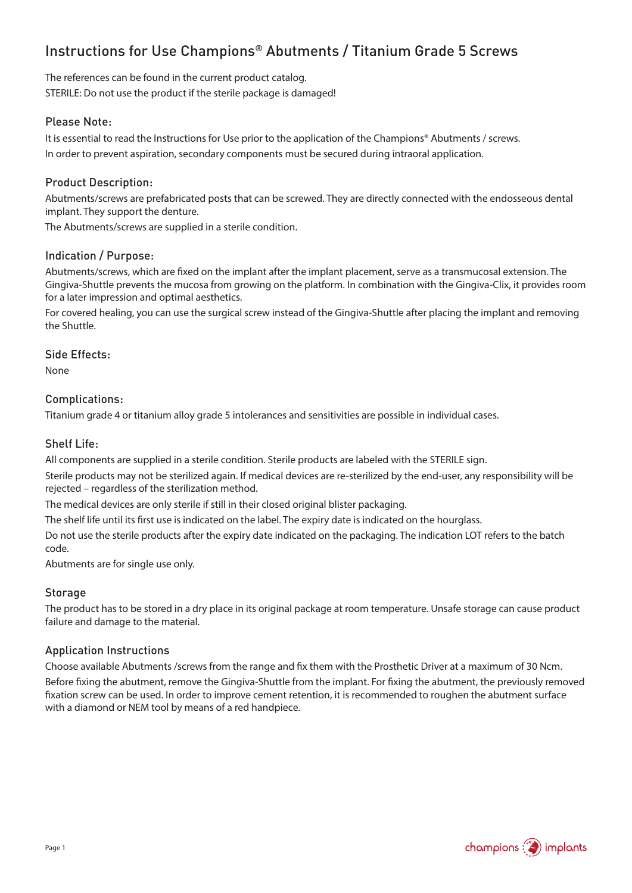# Instructions for Use Champions® Abutments / Titanium Grade 5 Screws

The references can be found in the current product catalog.
STERILE: Do not use the product if the sterile package is damaged!

## Please Note:

It is essential to read the Instructions for Use prior to the application of the Champions® Abutments / screws.
In order to prevent aspiration, secondary components must be secured during intraoral application.

## Product Description:

Abutments/screws are prefabricated posts that can be screwed. They are directly connected with the endosseous dental implant. They support the denture.
The Abutments/screws are supplied in a sterile condition.

## Indication / Purpose:

Abutments/screws, which are fixed on the implant after the implant placement, serve as a transmucosal extension. The Gingiva-Shuttle prevents the mucosa from growing on the platform. In combination with the Gingiva-Clix, it provides room for a later impression and optimal aesthetics.

For covered healing, you can use the surgical screw instead of the Gingiva-Shuttle after placing the implant and removing the Shuttle.

## Side Effects:

None

## Complications:

Titanium grade 4 or titanium alloy grade 5 intolerances and sensitivities are possible in individual cases.

## Shelf Life:

All components are supplied in a sterile condition. Sterile products are labeled with the STERILE sign.

Sterile products may not be sterilized again. If medical devices are re-sterilized by the end-user, any responsibility will be rejected – regardless of the sterilization method.

The medical devices are only sterile if still in their closed original blister packaging.

The shelf life until its first use is indicated on the label. The expiry date is indicated on the hourglass.

Do not use the sterile products after the expiry date indicated on the packaging. The indication LOT refers to the batch code.

Abutments are for single use only.

## Storage

The product has to be stored in a dry place in its original package at room temperature. Unsafe storage can cause product failure and damage to the material.

## Application Instructions

Choose available Abutments /screws from the range and fix them with the Prosthetic Driver at a maximum of 30 Ncm.

Before fixing the abutment, remove the Gingiva-Shuttle from the implant. For fixing the abutment, the previously removed fixation screw can be used. In order to improve cement retention, it is recommended to roughen the abutment surface with a diamond or NEM tool by means of a red handpiece.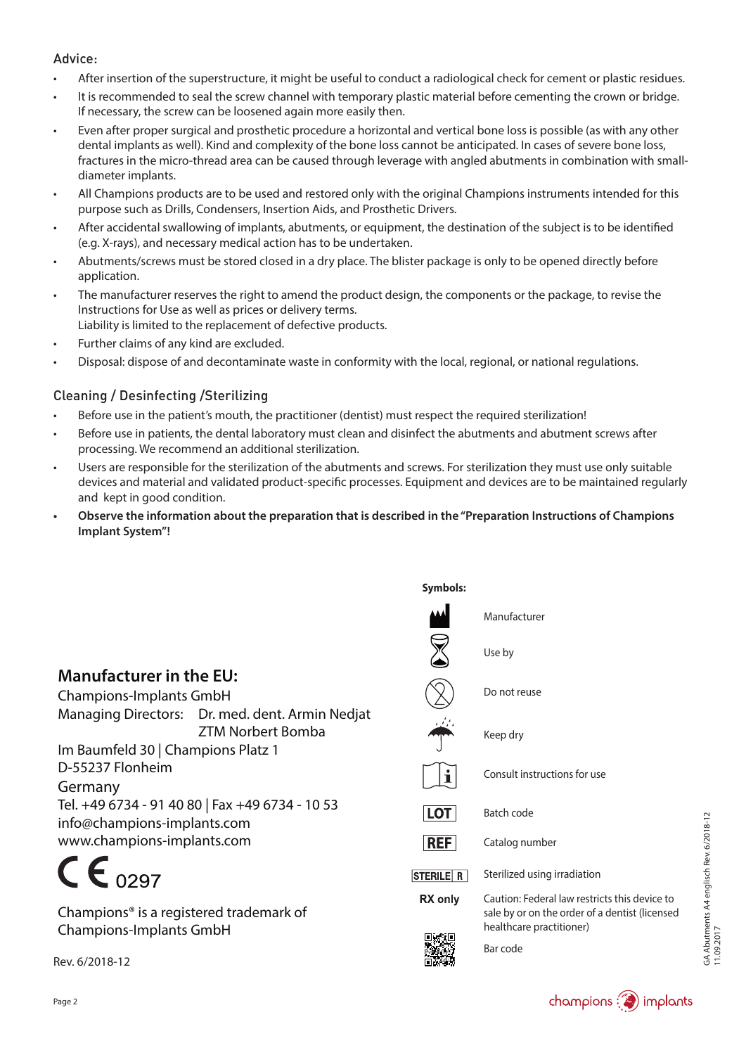## Advice:

- After insertion of the superstructure, it might be useful to conduct a radiological check for cement or plastic residues.
- It is recommended to seal the screw channel with temporary plastic material before cementing the crown or bridge. If necessary, the screw can be loosened again more easily then.
- Even after proper surgical and prosthetic procedure a horizontal and vertical bone loss is possible (as with any other dental implants as well). Kind and complexity of the bone loss cannot be anticipated. In cases of severe bone loss, fractures in the micro-thread area can be caused through leverage with angled abutments in combination with small-diameter implants.
- All Champions products are to be used and restored only with the original Champions instruments intended for this purpose such as Drills, Condensers, Insertion Aids, and Prosthetic Drivers.
- After accidental swallowing of implants, abutments, or equipment, the destination of the subject is to be identified (e.g. X-rays), and necessary medical action has to be undertaken.
- Abutments/screws must be stored closed in a dry place. The blister package is only to be opened directly before application.
- The manufacturer reserves the right to amend the product design, the components or the package, to revise the Instructions for Use as well as prices or delivery terms.
  Liability is limited to the replacement of defective products.
- Further claims of any kind are excluded.
- Disposal: dispose of and decontaminate waste in conformity with the local, regional, or national regulations.

## Cleaning / Desinfecting /Sterilizing

- Before use in the patient's mouth, the practitioner (dentist) must respect the required sterilization!
- Before use in patients, the dental laboratory must clean and disinfect the abutments and abutment screws after processing. We recommend an additional sterilization.
- Users are responsible for the sterilization of the abutments and screws. For sterilization they must use only suitable devices and material and validated product-specific processes. Equipment and devices are to be maintained regularly and kept in good condition.
- **Observe the information about the preparation that is described in the "Preparation Instructions of Champions Implant System"!**

### Manufacturer in the EU:

Champions-Implants GmbH
Managing Directors: Dr. med. dent. Armin Nedjat
ZTM Norbert Bomba
Im Baumfeld 30 | Champions Platz 1
D-55237 Flonheim
Germany
Tel. +49 6734 - 91 40 80 | Fax +49 6734 - 10 53
info@champions-implants.com
www.champions-implants.com

CE 0297

Champions® is a registered trademark of Champions-Implants GmbH

Rev. 6/2018-12

**Symbols:**

| | |
|---|---|
| | Manufacturer |
| | Use by |
| | Do not reuse |
| | Keep dry |
| | Consult instructions for use |
| LOT | Batch code |
| REF | Catalog number |
| STERILE R | Sterilized using irradiation |
| RX only | Caution: Federal law restricts this device to sale by or on the order of a dentist (licensed healthcare practitioner) |
| | Bar code |

GA Abutments A4 englisch Rev. 6/2018-12
11.09.2017